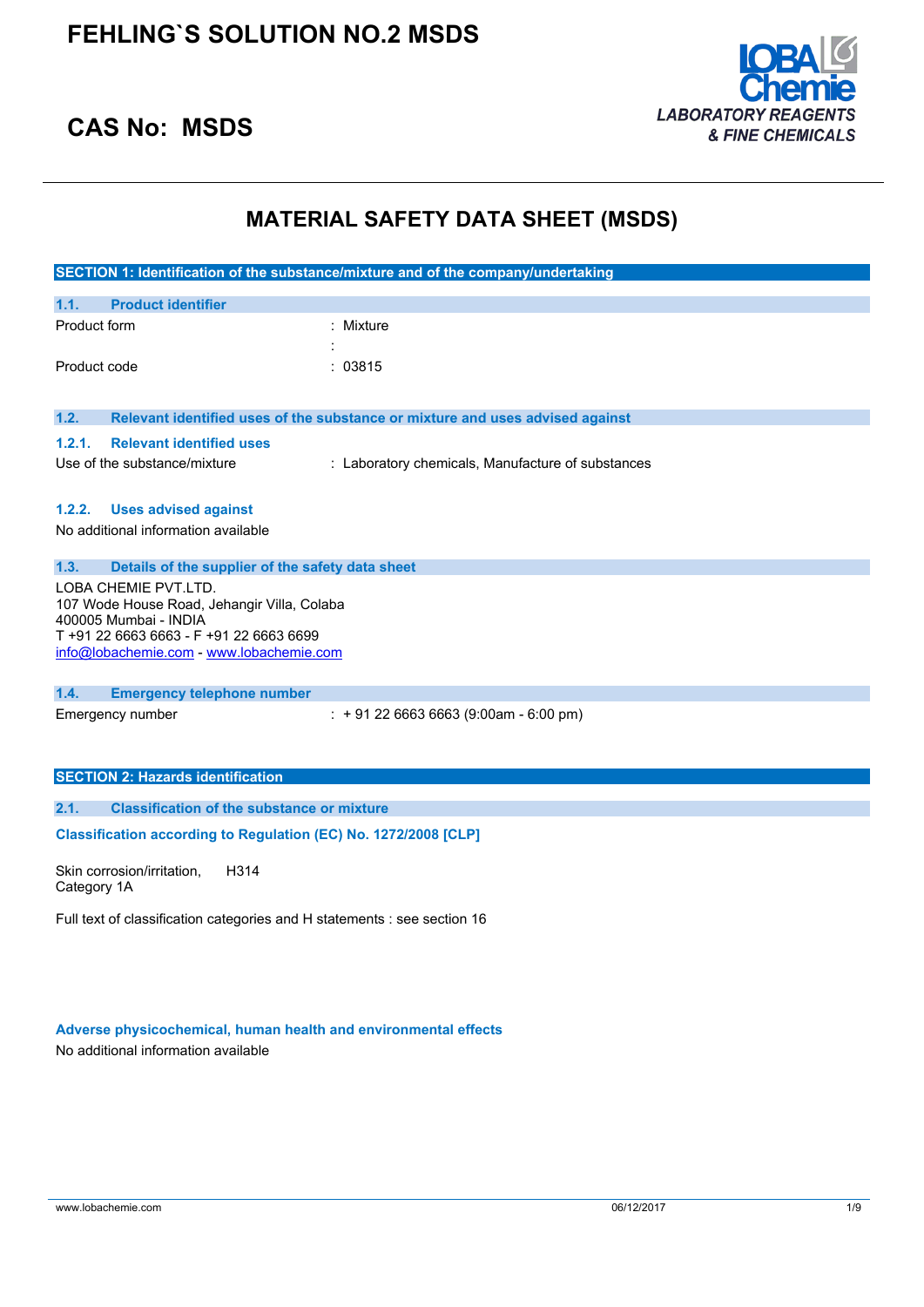# FEHLING`S SOLUTION NO.2 MSDS

## CAS No: MSDS

LOBA Chemie
*LABORATORY REAGENTS & FINE CHEMICALS*

# MATERIAL SAFETY DATA SHEET (MSDS)

## SECTION 1: Identification of the substance/mixture and of the company/undertaking

### 1.1. Product identifier

| | |
|---|---|
| Product form | : Mixture |
| | : |
| Product code | : 03815 |

### 1.2. Relevant identified uses of the substance or mixture and uses advised against

#### 1.2.1. Relevant identified uses

Use of the substance/mixture : Laboratory chemicals, Manufacture of substances

#### 1.2.2. Uses advised against

No additional information available

### 1.3. Details of the supplier of the safety data sheet

LOBA CHEMIE PVT.LTD.
107 Wode House Road, Jehangir Villa, Colaba
400005 Mumbai - INDIA
T +91 22 6663 6663 - F +91 22 6663 6699
info@lobachemie.com - www.lobachemie.com

### 1.4. Emergency telephone number

Emergency number : + 91 22 6663 6663 (9:00am - 6:00 pm)

## SECTION 2: Hazards identification

### 2.1. Classification of the substance or mixture

**Classification according to Regulation (EC) No. 1272/2008 [CLP]**

Skin corrosion/irritation, Category 1A H314

Full text of classification categories and H statements : see section 16

**Adverse physicochemical, human health and environmental effects**

No additional information available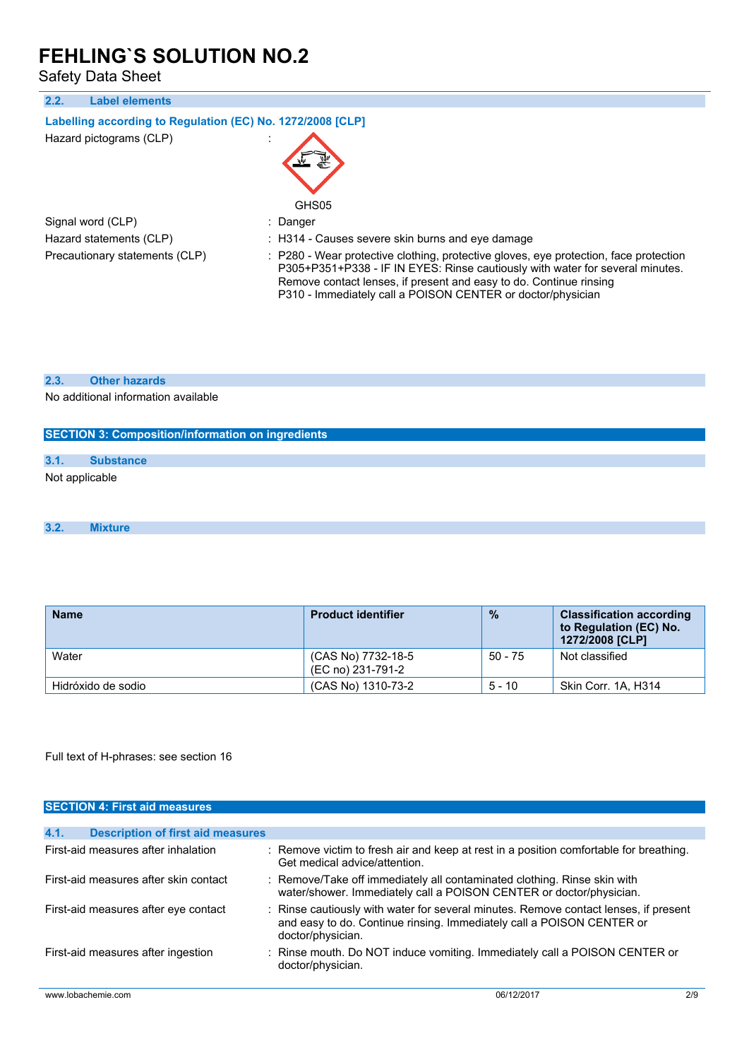### 2.2. Label elements

**Labelling according to Regulation (EC) No. 1272/2008 [CLP]**

Hazard pictograms (CLP) :

GHS05

Signal word (CLP) : Danger

Hazard statements (CLP) : H314 - Causes severe skin burns and eye damage

Precautionary statements (CLP) : P280 - Wear protective clothing, protective gloves, eye protection, face protection
P305+P351+P338 - IF IN EYES: Rinse cautiously with water for several minutes. Remove contact lenses, if present and easy to do. Continue rinsing
P310 - Immediately call a POISON CENTER or doctor/physician

### 2.3. Other hazards

No additional information available

## SECTION 3: Composition/information on ingredients

### 3.1. Substance

Not applicable

### 3.2. Mixture

| Name | Product identifier | % | Classification according to Regulation (EC) No. 1272/2008 [CLP] |
|---|---|---|---|
| Water | (CAS No) 7732-18-5<br>(EC no) 231-791-2 | 50 - 75 | Not classified |
| Hidróxido de sodio | (CAS No) 1310-73-2 | 5 - 10 | Skin Corr. 1A, H314 |

Full text of H-phrases: see section 16

## SECTION 4: First aid measures

### 4.1. Description of first aid measures

First-aid measures after inhalation : Remove victim to fresh air and keep at rest in a position comfortable for breathing. Get medical advice/attention.

First-aid measures after skin contact : Remove/Take off immediately all contaminated clothing. Rinse skin with water/shower. Immediately call a POISON CENTER or doctor/physician.

First-aid measures after eye contact : Rinse cautiously with water for several minutes. Remove contact lenses, if present and easy to do. Continue rinsing. Immediately call a POISON CENTER or doctor/physician.

First-aid measures after ingestion : Rinse mouth. Do NOT induce vomiting. Immediately call a POISON CENTER or doctor/physician.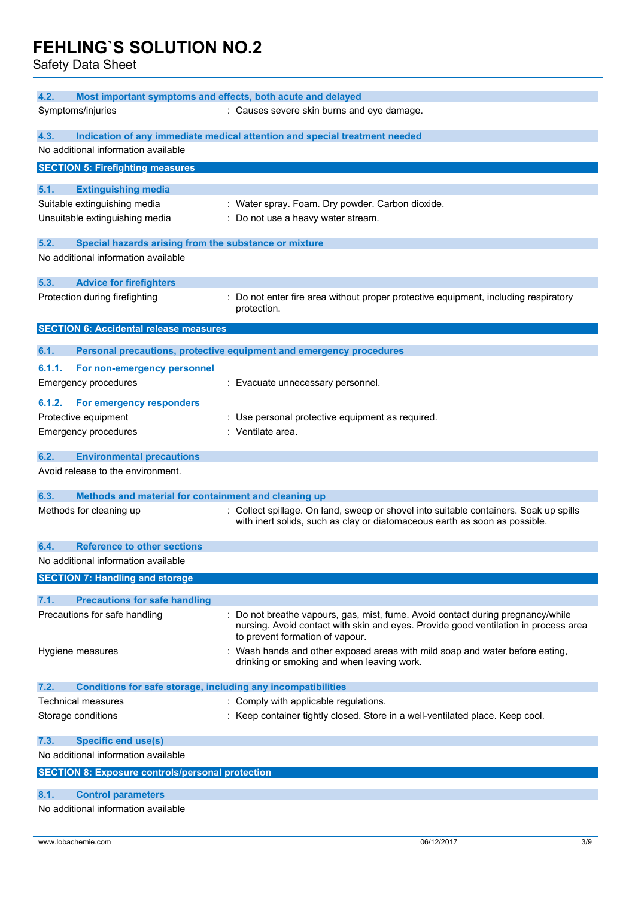### 4.2. Most important symptoms and effects, both acute and delayed

Symptoms/injuries : Causes severe skin burns and eye damage.

### 4.3. Indication of any immediate medical attention and special treatment needed

No additional information available

## SECTION 5: Firefighting measures

### 5.1. Extinguishing media

Suitable extinguishing media : Water spray. Foam. Dry powder. Carbon dioxide.

Unsuitable extinguishing media : Do not use a heavy water stream.

### 5.2. Special hazards arising from the substance or mixture

No additional information available

### 5.3. Advice for firefighters

Protection during firefighting : Do not enter fire area without proper protective equipment, including respiratory protection.

## SECTION 6: Accidental release measures

### 6.1. Personal precautions, protective equipment and emergency procedures

#### 6.1.1. For non-emergency personnel

Emergency procedures : Evacuate unnecessary personnel.

#### 6.1.2. For emergency responders

Protective equipment : Use personal protective equipment as required.

Emergency procedures : Ventilate area.

### 6.2. Environmental precautions

Avoid release to the environment.

### 6.3. Methods and material for containment and cleaning up

Methods for cleaning up : Collect spillage. On land, sweep or shovel into suitable containers. Soak up spills with inert solids, such as clay or diatomaceous earth as soon as possible.

### 6.4. Reference to other sections

No additional information available

## SECTION 7: Handling and storage

### 7.1. Precautions for safe handling

Precautions for safe handling : Do not breathe vapours, gas, mist, fume. Avoid contact during pregnancy/while nursing. Avoid contact with skin and eyes. Provide good ventilation in process area to prevent formation of vapour.

Hygiene measures : Wash hands and other exposed areas with mild soap and water before eating, drinking or smoking and when leaving work.

### 7.2. Conditions for safe storage, including any incompatibilities

Technical measures : Comply with applicable regulations.

Storage conditions : Keep container tightly closed. Store in a well-ventilated place. Keep cool.

### 7.3. Specific end use(s)

No additional information available

## SECTION 8: Exposure controls/personal protection

### 8.1. Control parameters

No additional information available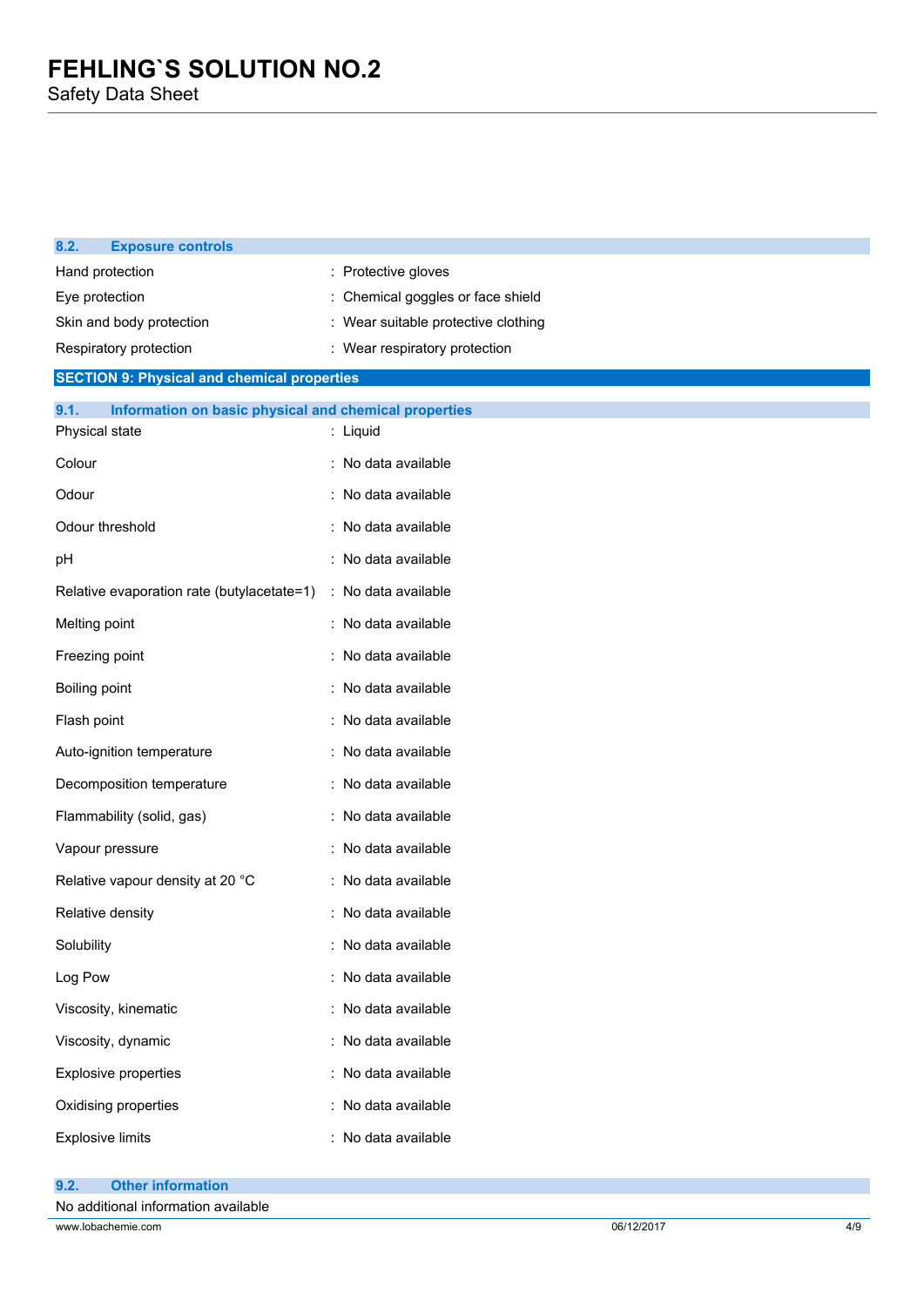### 8.2. Exposure controls

| | |
|---|---|
| Hand protection | : Protective gloves |
| Eye protection | : Chemical goggles or face shield |
| Skin and body protection | : Wear suitable protective clothing |
| Respiratory protection | : Wear respiratory protection |

## SECTION 9: Physical and chemical properties

### 9.1. Information on basic physical and chemical properties

| | |
|---|---|
| Physical state | : Liquid |
| Colour | : No data available |
| Odour | : No data available |
| Odour threshold | : No data available |
| pH | : No data available |
| Relative evaporation rate (butylacetate=1) | : No data available |
| Melting point | : No data available |
| Freezing point | : No data available |
| Boiling point | : No data available |
| Flash point | : No data available |
| Auto-ignition temperature | : No data available |
| Decomposition temperature | : No data available |
| Flammability (solid, gas) | : No data available |
| Vapour pressure | : No data available |
| Relative vapour density at 20 °C | : No data available |
| Relative density | : No data available |
| Solubility | : No data available |
| Log Pow | : No data available |
| Viscosity, kinematic | : No data available |
| Viscosity, dynamic | : No data available |
| Explosive properties | : No data available |
| Oxidising properties | : No data available |
| Explosive limits | : No data available |

### 9.2. Other information

No additional information available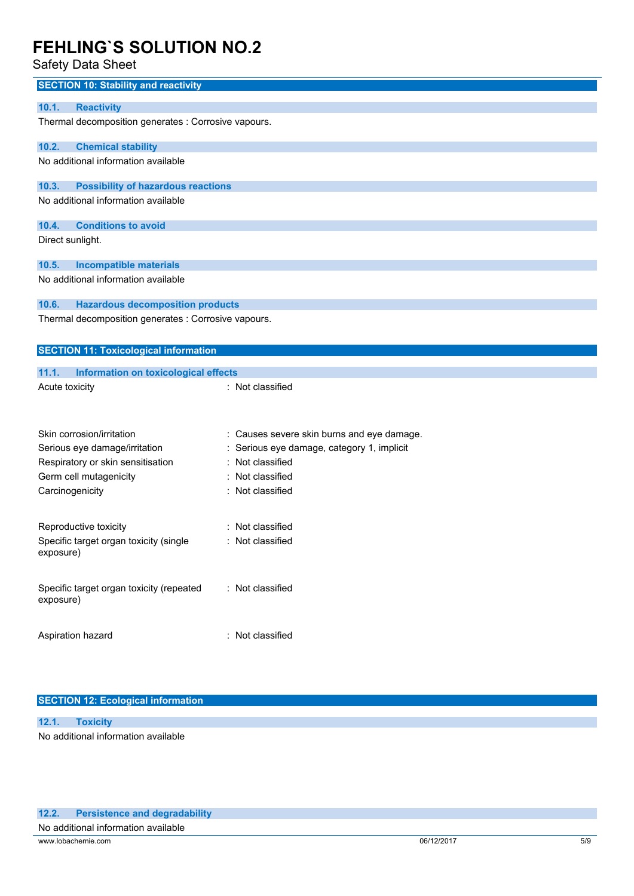## SECTION 10: Stability and reactivity

### 10.1. Reactivity

Thermal decomposition generates : Corrosive vapours.

### 10.2. Chemical stability

No additional information available

### 10.3. Possibility of hazardous reactions

No additional information available

### 10.4. Conditions to avoid

Direct sunlight.

### 10.5. Incompatible materials

No additional information available

### 10.6. Hazardous decomposition products

Thermal decomposition generates : Corrosive vapours.

## SECTION 11: Toxicological information

### 11.1. Information on toxicological effects

| | |
|---|---|
| Acute toxicity | : Not classified |
| Skin corrosion/irritation | : Causes severe skin burns and eye damage. |
| Serious eye damage/irritation | : Serious eye damage, category 1, implicit |
| Respiratory or skin sensitisation | : Not classified |
| Germ cell mutagenicity | : Not classified |
| Carcinogenicity | : Not classified |
| Reproductive toxicity | : Not classified |
| Specific target organ toxicity (single exposure) | : Not classified |
| Specific target organ toxicity (repeated exposure) | : Not classified |
| Aspiration hazard | : Not classified |

## SECTION 12: Ecological information

### 12.1. Toxicity

No additional information available

### 12.2. Persistence and degradability

No additional information available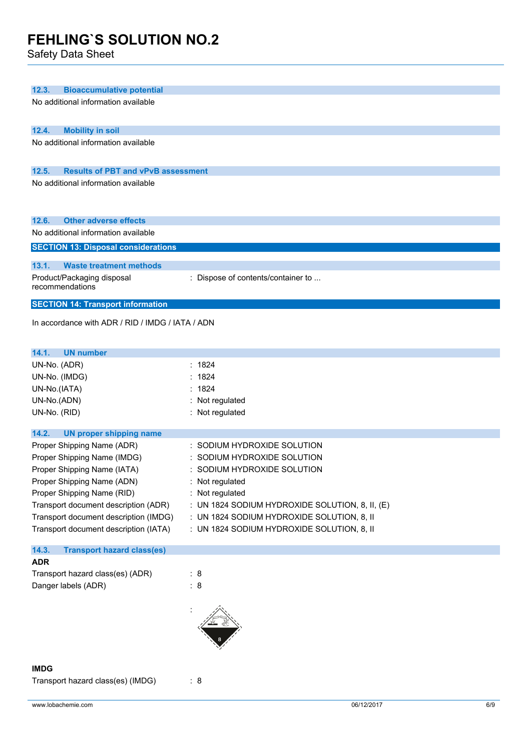### 12.3. Bioaccumulative potential

No additional information available

### 12.4. Mobility in soil

No additional information available

### 12.5. Results of PBT and vPvB assessment

No additional information available

### 12.6. Other adverse effects

No additional information available

## SECTION 13: Disposal considerations

### 13.1. Waste treatment methods

Product/Packaging disposal recommendations : Dispose of contents/container to ...

## SECTION 14: Transport information

In accordance with ADR / RID / IMDG / IATA / ADN

### 14.1. UN number

UN-No. (ADR) : 1824
UN-No. (IMDG) : 1824
UN-No.(IATA) : 1824
UN-No.(ADN) : Not regulated
UN-No. (RID) : Not regulated

### 14.2. UN proper shipping name

Proper Shipping Name (ADR) : SODIUM HYDROXIDE SOLUTION
Proper Shipping Name (IMDG) : SODIUM HYDROXIDE SOLUTION
Proper Shipping Name (IATA) : SODIUM HYDROXIDE SOLUTION
Proper Shipping Name (ADN) : Not regulated
Proper Shipping Name (RID) : Not regulated
Transport document description (ADR) : UN 1824 SODIUM HYDROXIDE SOLUTION, 8, II, (E)
Transport document description (IMDG) : UN 1824 SODIUM HYDROXIDE SOLUTION, 8, II
Transport document description (IATA) : UN 1824 SODIUM HYDROXIDE SOLUTION, 8, II

### 14.3. Transport hazard class(es)

**ADR**

Transport hazard class(es) (ADR) : 8
Danger labels (ADR) : 8

:

**IMDG**

Transport hazard class(es) (IMDG) : 8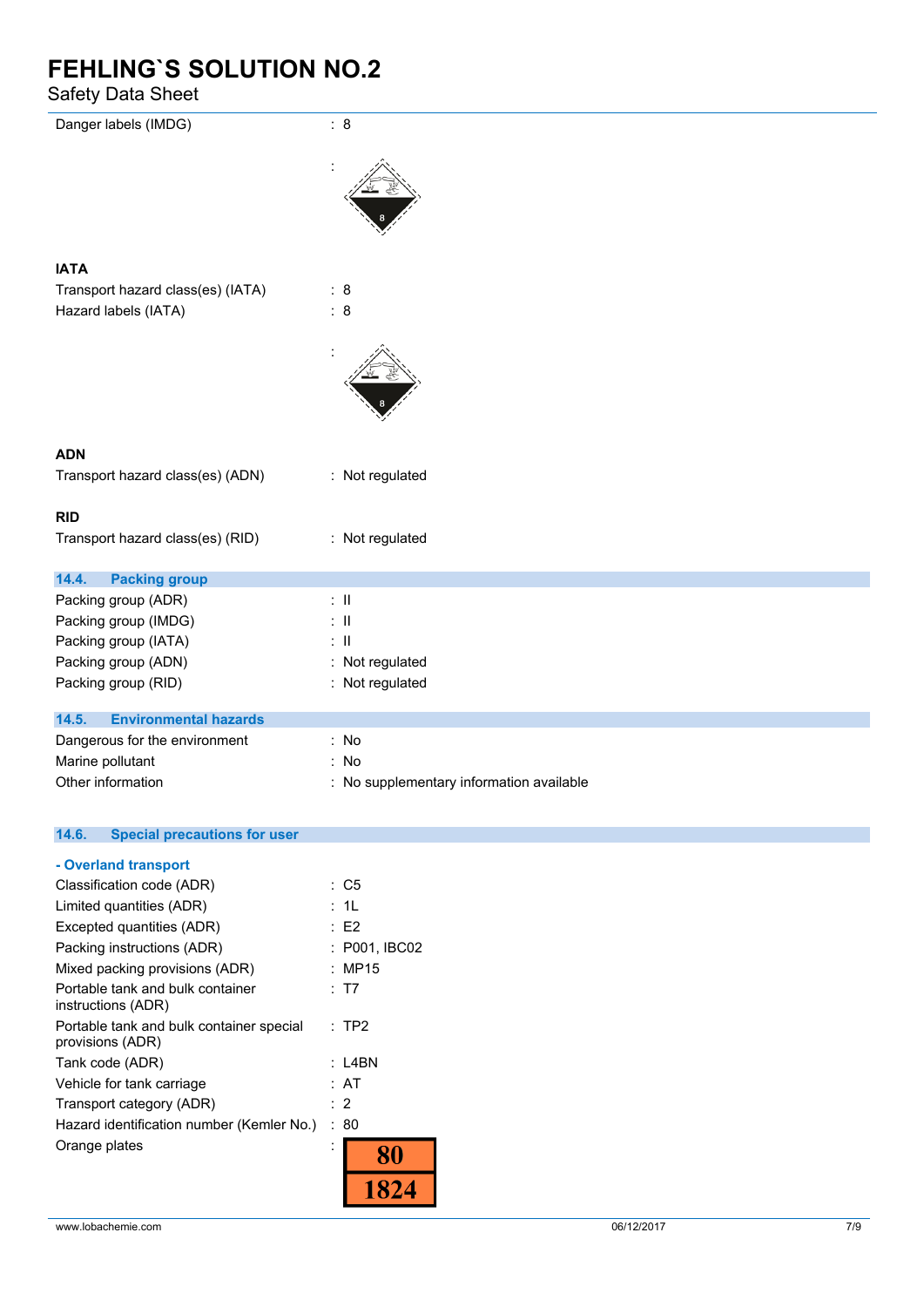| | |
|---|---|
| Danger labels (IMDG) | : 8 |
| | : |

**IATA**

| | |
|---|---|
| Transport hazard class(es) (IATA) | : 8 |
| Hazard labels (IATA) | : 8 |
| | : |

**ADN**

| | |
|---|---|
| Transport hazard class(es) (ADN) | : Not regulated |

**RID**

| | |
|---|---|
| Transport hazard class(es) (RID) | : Not regulated |

### 14.4. Packing group

| | |
|---|---|
| Packing group (ADR) | : II |
| Packing group (IMDG) | : II |
| Packing group (IATA) | : II |
| Packing group (ADN) | : Not regulated |
| Packing group (RID) | : Not regulated |

### 14.5. Environmental hazards

| | |
|---|---|
| Dangerous for the environment | : No |
| Marine pollutant | : No |
| Other information | : No supplementary information available |

### 14.6. Special precautions for user

**- Overland transport**

| | |
|---|---|
| Classification code (ADR) | : C5 |
| Limited quantities (ADR) | : 1L |
| Excepted quantities (ADR) | : E2 |
| Packing instructions (ADR) | : P001, IBC02 |
| Mixed packing provisions (ADR) | : MP15 |
| Portable tank and bulk container instructions (ADR) | : T7 |
| Portable tank and bulk container special provisions (ADR) | : TP2 |
| Tank code (ADR) | : L4BN |
| Vehicle for tank carriage | : AT |
| Transport category (ADR) | : 2 |
| Hazard identification number (Kemler No.) | : 80 |
| Orange plates | : 80 / 1824 |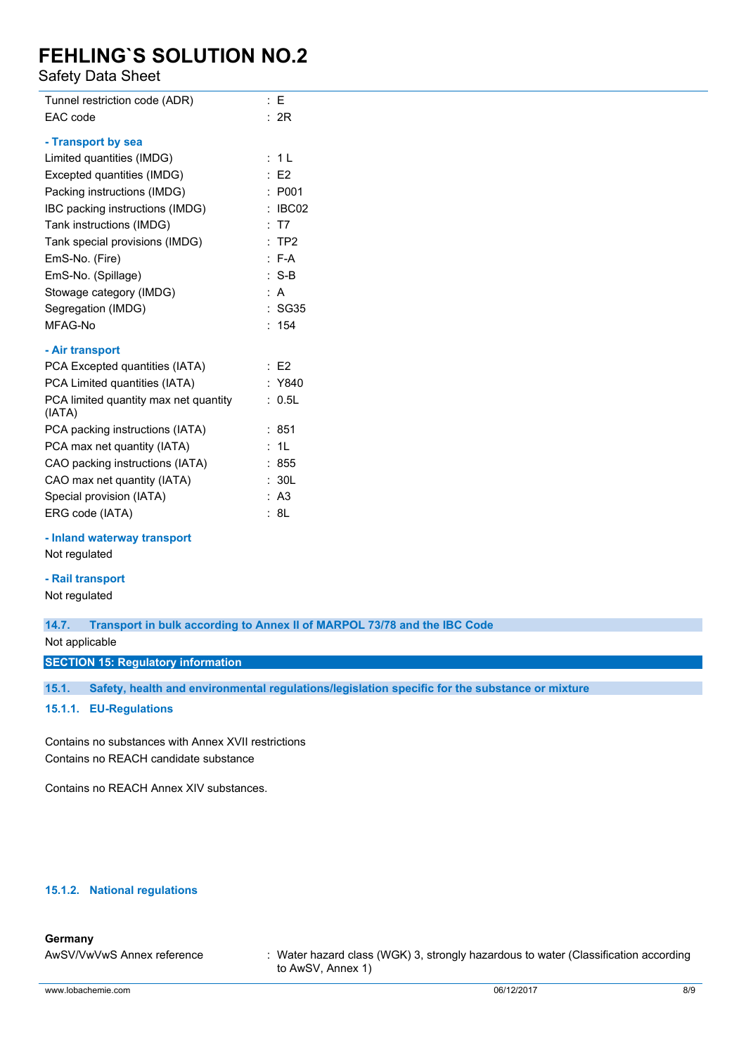| | |
|---|---|
| Tunnel restriction code (ADR) | : E |
| EAC code | : 2R |

**- Transport by sea**

| | |
|---|---|
| Limited quantities (IMDG) | : 1 L |
| Excepted quantities (IMDG) | : E2 |
| Packing instructions (IMDG) | : P001 |
| IBC packing instructions (IMDG) | : IBC02 |
| Tank instructions (IMDG) | : T7 |
| Tank special provisions (IMDG) | : TP2 |
| EmS-No. (Fire) | : F-A |
| EmS-No. (Spillage) | : S-B |
| Stowage category (IMDG) | : A |
| Segregation (IMDG) | : SG35 |
| MFAG-No | : 154 |

**- Air transport**

| | |
|---|---|
| PCA Excepted quantities (IATA) | : E2 |
| PCA Limited quantities (IATA) | : Y840 |
| PCA limited quantity max net quantity (IATA) | : 0.5L |
| PCA packing instructions (IATA) | : 851 |
| PCA max net quantity (IATA) | : 1L |
| CAO packing instructions (IATA) | : 855 |
| CAO max net quantity (IATA) | : 30L |
| Special provision (IATA) | : A3 |
| ERG code (IATA) | : 8L |

**- Inland waterway transport**

Not regulated

**- Rail transport**

Not regulated

### 14.7. Transport in bulk according to Annex II of MARPOL 73/78 and the IBC Code

Not applicable

## SECTION 15: Regulatory information

### 15.1. Safety, health and environmental regulations/legislation specific for the substance or mixture

#### 15.1.1. EU-Regulations

Contains no substances with Annex XVII restrictions
Contains no REACH candidate substance

Contains no REACH Annex XIV substances.

#### 15.1.2. National regulations

**Germany**

| | |
|---|---|
| AwSV/VwVwS Annex reference | : Water hazard class (WGK) 3, strongly hazardous to water (Classification according to AwSV, Annex 1) |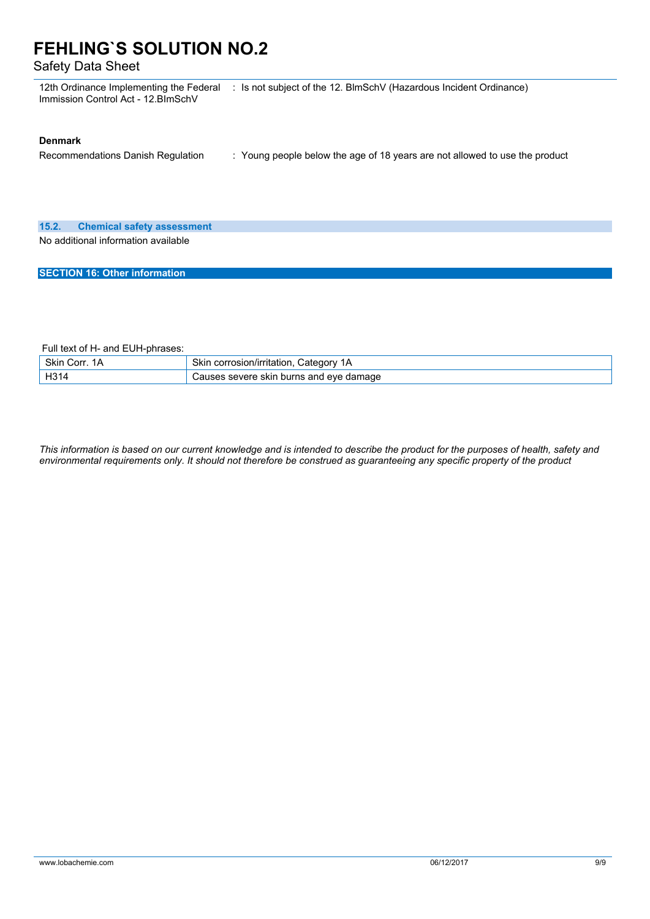| | |
|---|---|
| 12th Ordinance Implementing the Federal Immission Control Act - 12.BImSchV | : Is not subject of the 12. BlmSchV (Hazardous Incident Ordinance) |

**Denmark**

| | |
|---|---|
| Recommendations Danish Regulation | : Young people below the age of 18 years are not allowed to use the product |

### 15.2. Chemical safety assessment

No additional information available

## SECTION 16: Other information

Full text of H- and EUH-phrases:

| | |
|---|---|
| Skin Corr. 1A | Skin corrosion/irritation, Category 1A |
| H314 | Causes severe skin burns and eye damage |

*This information is based on our current knowledge and is intended to describe the product for the purposes of health, safety and environmental requirements only. It should not therefore be construed as guaranteeing any specific property of the product*